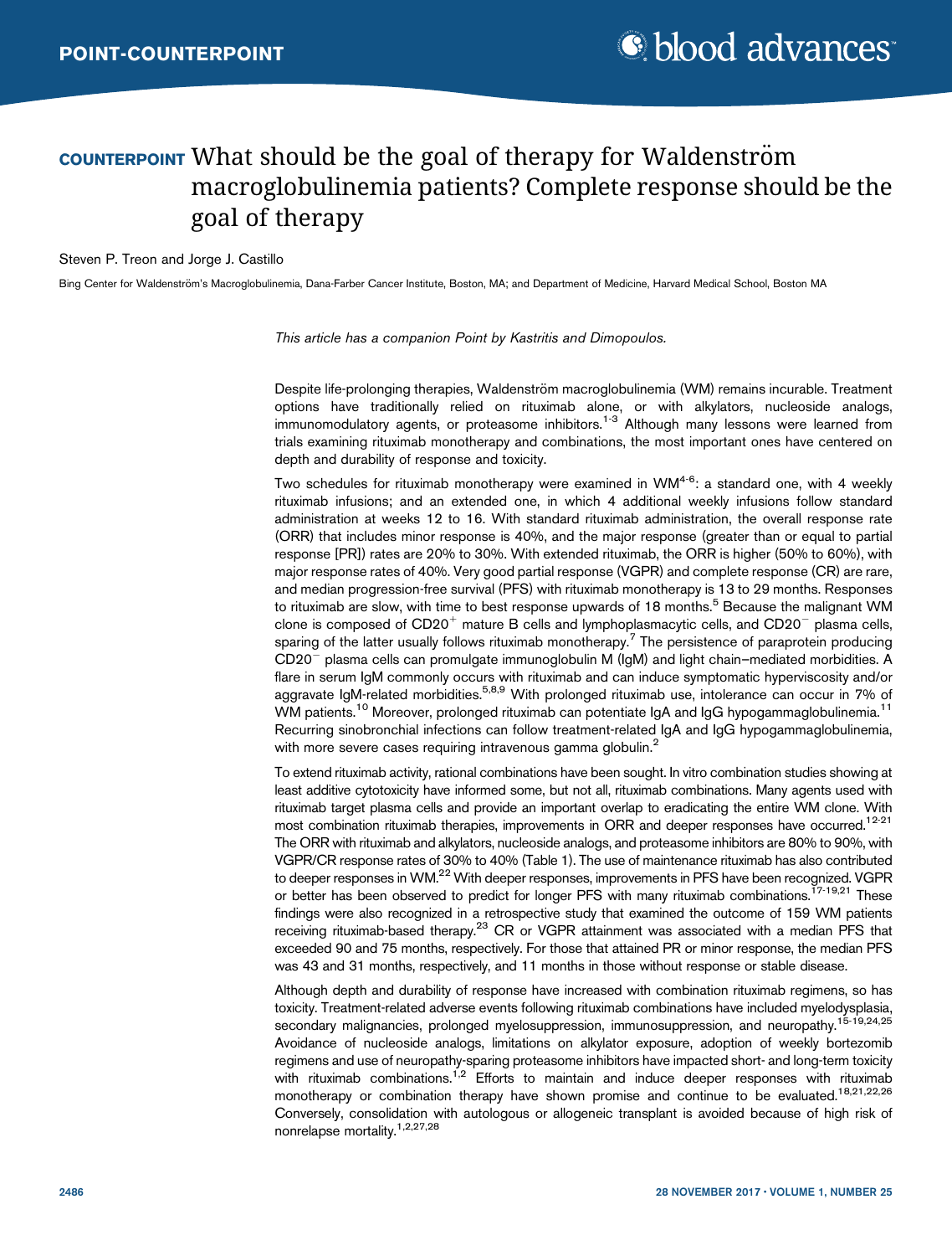POINT-COUNTERPOINT

# COUNTERPOINT What should be the goal of therapy for Waldenström macroglobulinemia patients? Complete response should be the goal of therapy

Steven P. Treon and Jorge J. Castillo

Bing Center for Waldenström's Macroglobulinemia, Dana-Farber Cancer Institute, Boston, MA; and Department of Medicine, Harvard Medical School, Boston MA

*This article has a companion Point by Kastritis and Dimopoulos.*

Despite life-prolonging therapies, Waldenström macroglobulinemia (WM) remains incurable. Treatment options have traditionally relied on rituximab alone, or with alkylators, nucleoside analogs, immunomodulatory agents, or proteasome inhibitors.[1-3] Although many lessons were learned from trials examining rituximab monotherapy and combinations, the most important ones have centered on depth and durability of response and toxicity.

Two schedules for rituximab monotherapy were examined in WM[4-6]: a standard one, with 4 weekly rituximab infusions; and an extended one, in which 4 additional weekly infusions follow standard administration at weeks 12 to 16. With standard rituximab administration, the overall response rate (ORR) that includes minor response is 40%, and the major response (greater than or equal to partial response [PR]) rates are 20% to 30%. With extended rituximab, the ORR is higher (50% to 60%), with major response rates of 40%. Very good partial response (VGPR) and complete response (CR) are rare, and median progression-free survival (PFS) with rituximab monotherapy is 13 to 29 months. Responses to rituximab are slow, with time to best response upwards of 18 months.[5] Because the malignant WM clone is composed of $CD20^+$ mature B cells and lymphoplasmacytic cells, and $CD20^-$ plasma cells, sparing of the latter usually follows rituximab monotherapy.[7] The persistence of paraprotein producing $CD20^-$ plasma cells can promulgate immunoglobulin M (IgM) and light chain–mediated morbidities. A flare in serum IgM commonly occurs with rituximab and can induce symptomatic hyperviscosity and/or aggravate IgM-related morbidities.[5,8,9] With prolonged rituximab use, intolerance can occur in 7% of WM patients.[10] Moreover, prolonged rituximab can potentiate IgA and IgG hypogammaglobulinemia.[11] Recurring sinobronchial infections can follow treatment-related IgA and IgG hypogammaglobulinemia, with more severe cases requiring intravenous gamma globulin.[2]

To extend rituximab activity, rational combinations have been sought. In vitro combination studies showing at least additive cytotoxicity have informed some, but not all, rituximab combinations. Many agents used with rituximab target plasma cells and provide an important overlap to eradicating the entire WM clone. With most combination rituximab therapies, improvements in ORR and deeper responses have occurred.[12-21] The ORR with rituximab and alkylators, nucleoside analogs, and proteasome inhibitors are 80% to 90%, with VGPR/CR response rates of 30% to 40% (Table 1). The use of maintenance rituximab has also contributed to deeper responses in WM.[22] With deeper responses, improvements in PFS have been recognized. VGPR or better has been observed to predict for longer PFS with many rituximab combinations.[17-19,21] These findings were also recognized in a retrospective study that examined the outcome of 159 WM patients receiving rituximab-based therapy.[23] CR or VGPR attainment was associated with a median PFS that exceeded 90 and 75 months, respectively. For those that attained PR or minor response, the median PFS was 43 and 31 months, respectively, and 11 months in those without response or stable disease.

Although depth and durability of response have increased with combination rituximab regimens, so has toxicity. Treatment-related adverse events following rituximab combinations have included myelodysplasia, secondary malignancies, prolonged myelosuppression, immunosuppression, and neuropathy.[15-19,24,25] Avoidance of nucleoside analogs, limitations on alkylator exposure, adoption of weekly bortezomib regimens and use of neuropathy-sparing proteasome inhibitors have impacted short- and long-term toxicity with rituximab combinations.[1,2] Efforts to maintain and induce deeper responses with rituximab monotherapy or combination therapy have shown promise and continue to be evaluated.[18,21,22,26] Conversely, consolidation with autologous or allogeneic transplant is avoided because of high risk of nonrelapse mortality.[1,2,27,28]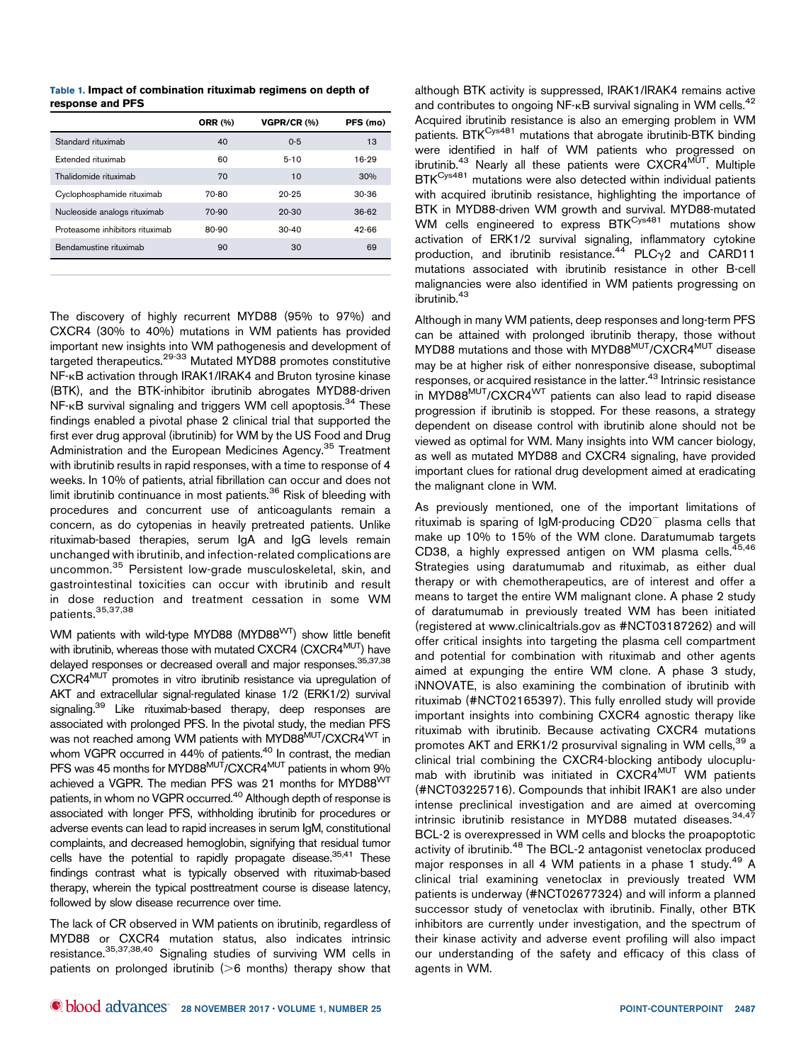**Table 1. Impact of combination rituximab regimens on depth of response and PFS**

| | ORR (%) | VGPR/CR (%) | PFS (mo) |
|---|---|---|---|
| Standard rituximab | 40 | 0-5 | 13 |
| Extended rituximab | 60 | 5-10 | 16-29 |
| Thalidomide rituximab | 70 | 10 | 30% |
| Cyclophosphamide rituximab | 70-80 | 20-25 | 30-36 |
| Nucleoside analogs rituximab | 70-90 | 20-30 | 36-62 |
| Proteasome inhibitors rituximab | 80-90 | 30-40 | 42-66 |
| Bendamustine rituximab | 90 | 30 | 69 |

The discovery of highly recurrent MYD88 (95% to 97%) and CXCR4 (30% to 40%) mutations in WM patients has provided important new insights into WM pathogenesis and development of targeted therapeutics.[29-33] Mutated MYD88 promotes constitutive NF-κB activation through IRAK1/IRAK4 and Bruton tyrosine kinase (BTK), and the BTK-inhibitor ibrutinib abrogates MYD88-driven NF-κB survival signaling and triggers WM cell apoptosis.[34] These findings enabled a pivotal phase 2 clinical trial that supported the first ever drug approval (ibrutinib) for WM by the US Food and Drug Administration and the European Medicines Agency.[35] Treatment with ibrutinib results in rapid responses, with a time to response of 4 weeks. In 10% of patients, atrial fibrillation can occur and does not limit ibrutinib continuance in most patients.[36] Risk of bleeding with procedures and concurrent use of anticoagulants remain a concern, as do cytopenias in heavily pretreated patients. Unlike rituximab-based therapies, serum IgA and IgG levels remain unchanged with ibrutinib, and infection-related complications are uncommon.[35] Persistent low-grade musculoskeletal, skin, and gastrointestinal toxicities can occur with ibrutinib and result in dose reduction and treatment cessation in some WM patients.[35,37,38]

WM patients with wild-type MYD88 ($MYD88^{WT}$) show little benefit with ibrutinib, whereas those with mutated CXCR4 ($CXCR4^{MUT}$) have delayed responses or decreased overall and major responses.[35,37,38] $CXCR4^{MUT}$ promotes in vitro ibrutinib resistance via upregulation of AKT and extracellular signal-regulated kinase 1/2 (ERK1/2) survival signaling.[39] Like rituximab-based therapy, deep responses are associated with prolonged PFS. In the pivotal study, the median PFS was not reached among WM patients with $MYD88^{MUT}/CXCR4^{WT}$ in whom VGPR occurred in 44% of patients.[40] In contrast, the median PFS was 45 months for $MYD88^{MUT}/CXCR4^{MUT}$ patients in whom 9% achieved a VGPR. The median PFS was 21 months for $MYD88^{WT}$ patients, in whom no VGPR occurred.[40] Although depth of response is associated with longer PFS, withholding ibrutinib for procedures or adverse events can lead to rapid increases in serum IgM, constitutional complaints, and decreased hemoglobin, signifying that residual tumor cells have the potential to rapidly propagate disease.[35,41] These findings contrast what is typically observed with rituximab-based therapy, wherein the typical posttreatment course is disease latency, followed by slow disease recurrence over time.

The lack of CR observed in WM patients on ibrutinib, regardless of MYD88 or CXCR4 mutation status, also indicates intrinsic resistance.[35,37,38,40] Signaling studies of surviving WM cells in patients on prolonged ibrutinib (>6 months) therapy show that although BTK activity is suppressed, IRAK1/IRAK4 remains active and contributes to ongoing NF-κB survival signaling in WM cells.[42] Acquired ibrutinib resistance is also an emerging problem in WM patients. $BTK^{Cys481}$ mutations that abrogate ibrutinib-BTK binding were identified in half of WM patients who progressed on ibrutinib.[43] Nearly all these patients were $CXCR4^{MUT}$. Multiple $BTK^{Cys481}$ mutations were also detected within individual patients with acquired ibrutinib resistance, highlighting the importance of BTK in MYD88-driven WM growth and survival. MYD88-mutated WM cells engineered to express $BTK^{Cys481}$ mutations show activation of ERK1/2 survival signaling, inflammatory cytokine production, and ibrutinib resistance.[44] PLCγ2 and CARD11 mutations associated with ibrutinib resistance in other B-cell malignancies were also identified in WM patients progressing on ibrutinib.[43]

Although in many WM patients, deep responses and long-term PFS can be attained with prolonged ibrutinib therapy, those without MYD88 mutations and those with $MYD88^{MUT}/CXCR4^{MUT}$ disease may be at higher risk of either nonresponsive disease, suboptimal responses, or acquired resistance in the latter.[43] Intrinsic resistance in $MYD88^{MUT}/CXCR4^{WT}$ patients can also lead to rapid disease progression if ibrutinib is stopped. For these reasons, a strategy dependent on disease control with ibrutinib alone should not be viewed as optimal for WM. Many insights into WM cancer biology, as well as mutated MYD88 and CXCR4 signaling, have provided important clues for rational drug development aimed at eradicating the malignant clone in WM.

As previously mentioned, one of the important limitations of rituximab is sparing of IgM-producing $CD20^{-}$ plasma cells that make up 10% to 15% of the WM clone. Daratumumab targets CD38, a highly expressed antigen on WM plasma cells.[45,46] Strategies using daratumumab and rituximab, as either dual therapy or with chemotherapeutics, are of interest and offer a means to target the entire WM malignant clone. A phase 2 study of daratumumab in previously treated WM has been initiated (registered at www.clinicaltrials.gov as #NCT03187262) and will offer critical insights into targeting the plasma cell compartment and potential for combination with rituximab and other agents aimed at expunging the entire WM clone. A phase 3 study, iNNOVATE, is also examining the combination of ibrutinib with rituximab (#NCT02165397). This fully enrolled study will provide important insights into combining CXCR4 agnostic therapy like rituximab with ibrutinib. Because activating CXCR4 mutations promotes AKT and ERK1/2 prosurvival signaling in WM cells,[39] a clinical trial combining the CXCR4-blocking antibody ulocuplumab with ibrutinib was initiated in $CXCR4^{MUT}$ WM patients (#NCT03225716). Compounds that inhibit IRAK1 are also under intense preclinical investigation and are aimed at overcoming intrinsic ibrutinib resistance in MYD88 mutated diseases.[34,47] BCL-2 is overexpressed in WM cells and blocks the proapoptotic activity of ibrutinib.[48] The BCL-2 antagonist venetoclax produced major responses in all 4 WM patients in a phase 1 study.[49] A clinical trial examining venetoclax in previously treated WM patients is underway (#NCT02677324) and will inform a planned successor study of venetoclax with ibrutinib. Finally, other BTK inhibitors are currently under investigation, and the spectrum of their kinase activity and adverse event profiling will also impact our understanding of the safety and efficacy of this class of agents in WM.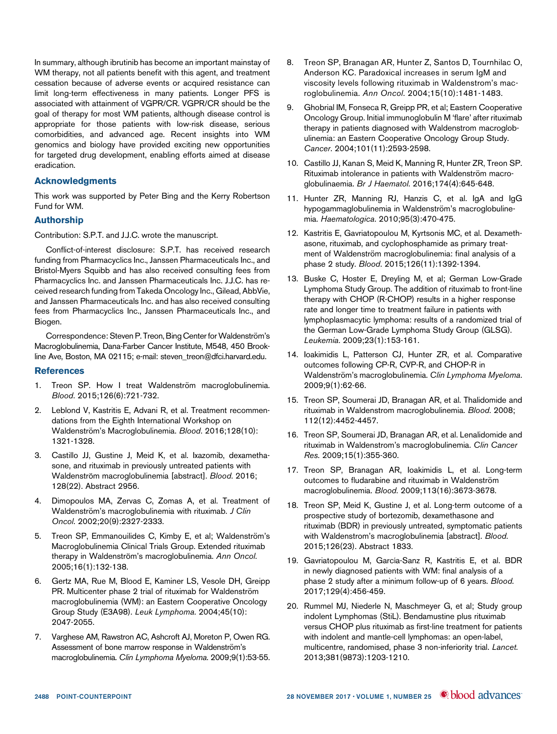In summary, although ibrutinib has become an important mainstay of WM therapy, not all patients benefit with this agent, and treatment cessation because of adverse events or acquired resistance can limit long-term effectiveness in many patients. Longer PFS is associated with attainment of VGPR/CR. VGPR/CR should be the goal of therapy for most WM patients, although disease control is appropriate for those patients with low-risk disease, serious comorbidities, and advanced age. Recent insights into WM genomics and biology have provided exciting new opportunities for targeted drug development, enabling efforts aimed at disease eradication.

## Acknowledgments

This work was supported by Peter Bing and the Kerry Robertson Fund for WM.

## Authorship

Contribution: S.P.T. and J.J.C. wrote the manuscript.

Conflict-of-interest disclosure: S.P.T. has received research funding from Pharmacyclics Inc., Janssen Pharmaceuticals Inc., and Bristol-Myers Squibb and has also received consulting fees from Pharmacyclics Inc. and Janssen Pharmaceuticals Inc. J.J.C. has received research funding from Takeda Oncology Inc., Gilead, AbbVie, and Janssen Pharmaceuticals Inc. and has also received consulting fees from Pharmacyclics Inc., Janssen Pharmaceuticals Inc., and Biogen.

Correspondence: Steven P. Treon, Bing Center for Waldenström's Macroglobulinemia, Dana-Farber Cancer Institute, M548, 450 Brookline Ave, Boston, MA 02115; e-mail: steven_treon@dfci.harvard.edu.

## References

1. Treon SP. How I treat Waldenström macroglobulinemia. *Blood*. 2015;126(6):721-732.
2. Leblond V, Kastritis E, Advani R, et al. Treatment recommendations from the Eighth International Workshop on Waldenström's Macroglobulinemia. *Blood*. 2016;128(10):1321-1328.
3. Castillo JJ, Gustine J, Meid K, et al. Ixazomib, dexamethasone, and rituximab in previously untreated patients with Waldenström macroglobulinemia [abstract]. *Blood*. 2016;128(22). Abstract 2956.
4. Dimopoulos MA, Zervas C, Zomas A, et al. Treatment of Waldenström's macroglobulinemia with rituximab. *J Clin Oncol*. 2002;20(9):2327-2333.
5. Treon SP, Emmanouilides C, Kimby E, et al; Waldenström's Macroglobulinemia Clinical Trials Group. Extended rituximab therapy in Waldenström's macroglobulinemia. *Ann Oncol*. 2005;16(1):132-138.
6. Gertz MA, Rue M, Blood E, Kaminer LS, Vesole DH, Greipp PR. Multicenter phase 2 trial of rituximab for Waldenström macroglobulinemia (WM): an Eastern Cooperative Oncology Group Study (E3A98). *Leuk Lymphoma*. 2004;45(10):2047-2055.
7. Varghese AM, Rawstron AC, Ashcroft AJ, Moreton P, Owen RG. Assessment of bone marrow response in Waldenström's macroglobulinemia. *Clin Lymphoma Myeloma*. 2009;9(1):53-55.
8. Treon SP, Branagan AR, Hunter Z, Santos D, Tournhilac O, Anderson KC. Paradoxical increases in serum IgM and viscosity levels following rituximab in Waldenstrom's macroglobulinemia. *Ann Oncol*. 2004;15(10):1481-1483.
9. Ghobrial IM, Fonseca R, Greipp PR, et al; Eastern Cooperative Oncology Group. Initial immunoglobulin M 'flare' after rituximab therapy in patients diagnosed with Waldenstrom macroglobulinemia: an Eastern Cooperative Oncology Group Study. *Cancer*. 2004;101(11):2593-2598.
10. Castillo JJ, Kanan S, Meid K, Manning R, Hunter ZR, Treon SP. Rituximab intolerance in patients with Waldenström macroglobulinaemia. *Br J Haematol*. 2016;174(4):645-648.
11. Hunter ZR, Manning RJ, Hanzis C, et al. IgA and IgG hypogammaglobulinemia in Waldenström's macroglobulinemia. *Haematologica*. 2010;95(3):470-475.
12. Kastritis E, Gavriatopoulou M, Kyrtsonis MC, et al. Dexamethasone, rituximab, and cyclophosphamide as primary treatment of Waldenström macroglobulinemia: final analysis of a phase 2 study. *Blood*. 2015;126(11):1392-1394.
13. Buske C, Hoster E, Dreyling M, et al; German Low-Grade Lymphoma Study Group. The addition of rituximab to front-line therapy with CHOP (R-CHOP) results in a higher response rate and longer time to treatment failure in patients with lymphoplasmacytic lymphoma: results of a randomized trial of the German Low-Grade Lymphoma Study Group (GLSG). *Leukemia*. 2009;23(1):153-161.
14. Ioakimidis L, Patterson CJ, Hunter ZR, et al. Comparative outcomes following CP-R, CVP-R, and CHOP-R in Waldenström's macroglobulinemia. *Clin Lymphoma Myeloma*. 2009;9(1):62-66.
15. Treon SP, Soumerai JD, Branagan AR, et al. Thalidomide and rituximab in Waldenstrom macroglobulinemia. *Blood*. 2008;112(12):4452-4457.
16. Treon SP, Soumerai JD, Branagan AR, et al. Lenalidomide and rituximab in Waldenstrom's macroglobulinemia. *Clin Cancer Res*. 2009;15(1):355-360.
17. Treon SP, Branagan AR, Ioakimidis L, et al. Long-term outcomes to fludarabine and rituximab in Waldenström macroglobulinemia. *Blood*. 2009;113(16):3673-3678.
18. Treon SP, Meid K, Gustine J, et al. Long-term outcome of a prospective study of bortezomib, dexamethasone and rituximab (BDR) in previously untreated, symptomatic patients with Waldenstrom's macroglobulinemia [abstract]. *Blood*. 2015;126(23). Abstract 1833.
19. Gavriatopoulou M, García-Sanz R, Kastritis E, et al. BDR in newly diagnosed patients with WM: final analysis of a phase 2 study after a minimum follow-up of 6 years. *Blood*. 2017;129(4):456-459.
20. Rummel MJ, Niederle N, Maschmeyer G, et al; Study group indolent Lymphomas (StiL). Bendamustine plus rituximab versus CHOP plus rituximab as first-line treatment for patients with indolent and mantle-cell lymphomas: an open-label, multicentre, randomised, phase 3 non-inferiority trial. *Lancet*. 2013;381(9873):1203-1210.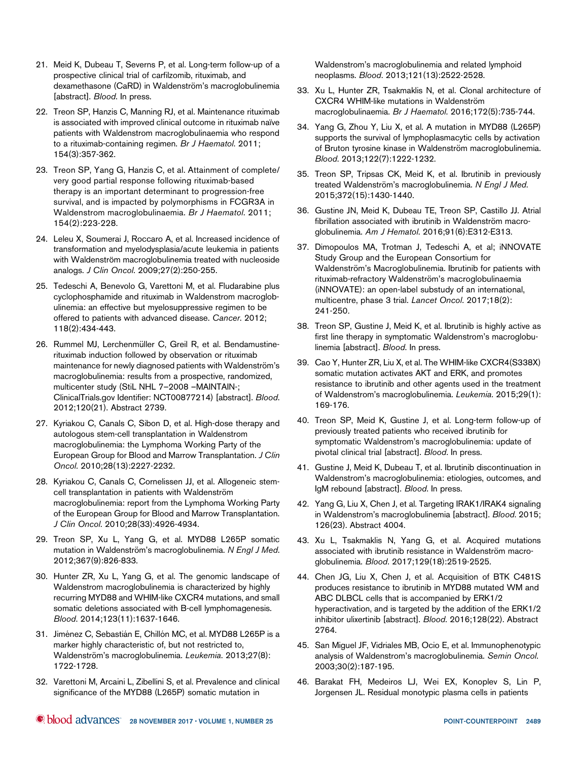21. Meid K, Dubeau T, Severns P, et al. Long-term follow-up of a prospective clinical trial of carfilzomib, rituximab, and dexamethasone (CaRD) in Waldenström's macroglobulinemia [abstract]. *Blood*. In press.
22. Treon SP, Hanzis C, Manning RJ, et al. Maintenance rituximab is associated with improved clinical outcome in rituximab naïve patients with Waldenstrom macroglobulinaemia who respond to a rituximab-containing regimen. *Br J Haematol*. 2011; 154(3):357-362.
23. Treon SP, Yang G, Hanzis C, et al. Attainment of complete/very good partial response following rituximab-based therapy is an important determinant to progression-free survival, and is impacted by polymorphisms in FCGR3A in Waldenstrom macroglobulinaemia. *Br J Haematol*. 2011; 154(2):223-228.
24. Leleu X, Soumerai J, Roccaro A, et al. Increased incidence of transformation and myelodysplasia/acute leukemia in patients with Waldenström macroglobulinemia treated with nucleoside analogs. *J Clin Oncol*. 2009;27(2):250-255.
25. Tedeschi A, Benevolo G, Varettoni M, et al. Fludarabine plus cyclophosphamide and rituximab in Waldenstrom macroglobulinemia: an effective but myelosuppressive regimen to be offered to patients with advanced disease. *Cancer*. 2012; 118(2):434-443.
26. Rummel MJ, Lerchenmüller C, Greil R, et al. Bendamustine-rituximab induction followed by observation or rituximab maintenance for newly diagnosed patients with Waldenström's macroglobulinemia: results from a prospective, randomized, multicenter study (StiL NHL 7–2008 –MAINTAIN-; ClinicalTrials.gov Identifier: NCT00877214) [abstract]. *Blood*. 2012;120(21). Abstract 2739.
27. Kyriakou C, Canals C, Sibon D, et al. High-dose therapy and autologous stem-cell transplantation in Waldenstrom macroglobulinemia: the Lymphoma Working Party of the European Group for Blood and Marrow Transplantation. *J Clin Oncol*. 2010;28(13):2227-2232.
28. Kyriakou C, Canals C, Cornelissen JJ, et al. Allogeneic stem-cell transplantation in patients with Waldenström macroglobulinemia: report from the Lymphoma Working Party of the European Group for Blood and Marrow Transplantation. *J Clin Oncol*. 2010;28(33):4926-4934.
29. Treon SP, Xu L, Yang G, et al. MYD88 L265P somatic mutation in Waldenström's macroglobulinemia. *N Engl J Med*. 2012;367(9):826-833.
30. Hunter ZR, Xu L, Yang G, et al. The genomic landscape of Waldenstrom macroglobulinemia is characterized by highly recurring MYD88 and WHIM-like CXCR4 mutations, and small somatic deletions associated with B-cell lymphomagenesis. *Blood*. 2014;123(11):1637-1646.
31. Jiménez C, Sebastián E, Chillón MC, et al. MYD88 L265P is a marker highly characteristic of, but not restricted to, Waldenström's macroglobulinemia. *Leukemia*. 2013;27(8): 1722-1728.
32. Varettoni M, Arcaini L, Zibellini S, et al. Prevalence and clinical significance of the MYD88 (L265P) somatic mutation in Waldenstrom's macroglobulinemia and related lymphoid neoplasms. *Blood*. 2013;121(13):2522-2528.
33. Xu L, Hunter ZR, Tsakmaklis N, et al. Clonal architecture of CXCR4 WHIM-like mutations in Waldenström macroglobulinaemia. *Br J Haematol*. 2016;172(5):735-744.
34. Yang G, Zhou Y, Liu X, et al. A mutation in MYD88 (L265P) supports the survival of lymphoplasmacytic cells by activation of Bruton tyrosine kinase in Waldenström macroglobulinemia. *Blood*. 2013;122(7):1222-1232.
35. Treon SP, Tripsas CK, Meid K, et al. Ibrutinib in previously treated Waldenström's macroglobulinemia. *N Engl J Med*. 2015;372(15):1430-1440.
36. Gustine JN, Meid K, Dubeau TE, Treon SP, Castillo JJ. Atrial fibrillation associated with ibrutinib in Waldenström macroglobulinemia. *Am J Hematol*. 2016;91(6):E312-E313.
37. Dimopoulos MA, Trotman J, Tedeschi A, et al; iNNOVATE Study Group and the European Consortium for Waldenström's Macroglobulinemia. Ibrutinib for patients with rituximab-refractory Waldenström's macroglobulinaemia (iNNOVATE): an open-label substudy of an international, multicentre, phase 3 trial. *Lancet Oncol*. 2017;18(2): 241-250.
38. Treon SP, Gustine J, Meid K, et al. Ibrutinib is highly active as first line therapy in symptomatic Waldenstrom's macroglobulinemia [abstract]. *Blood*. In press.
39. Cao Y, Hunter ZR, Liu X, et al. The WHIM-like CXCR4(S338X) somatic mutation activates AKT and ERK, and promotes resistance to ibrutinib and other agents used in the treatment of Waldenstrom's macroglobulinemia. *Leukemia*. 2015;29(1): 169-176.
40. Treon SP, Meid K, Gustine J, et al. Long-term follow-up of previously treated patients who received ibrutinib for symptomatic Waldenstrom's macroglobulinemia: update of pivotal clinical trial [abstract]. *Blood*. In press.
41. Gustine J, Meid K, Dubeau T, et al. Ibrutinib discontinuation in Waldenstrom's macroglobulinemia: etiologies, outcomes, and IgM rebound [abstract]. *Blood*. In press.
42. Yang G, Liu X, Chen J, et al. Targeting IRAK1/IRAK4 signaling in Waldenstrom's macroglobulinemia [abstract]. *Blood*. 2015; 126(23). Abstract 4004.
43. Xu L, Tsakmaklis N, Yang G, et al. Acquired mutations associated with ibrutinib resistance in Waldenström macroglobulinemia. *Blood*. 2017;129(18):2519-2525.
44. Chen JG, Liu X, Chen J, et al. Acquisition of BTK C481S produces resistance to ibrutinib in MYD88 mutated WM and ABC DLBCL cells that is accompanied by ERK1/2 hyperactivation, and is targeted by the addition of the ERK1/2 inhibitor ulixertinib [abstract]. *Blood*. 2016;128(22). Abstract 2764.
45. San Miguel JF, Vidriales MB, Ocio E, et al. Immunophenotypic analysis of Waldenstrom's macroglobulinemia. *Semin Oncol*. 2003;30(2):187-195.
46. Barakat FH, Medeiros LJ, Wei EX, Konoplev S, Lin P, Jorgensen JL. Residual monotypic plasma cells in patients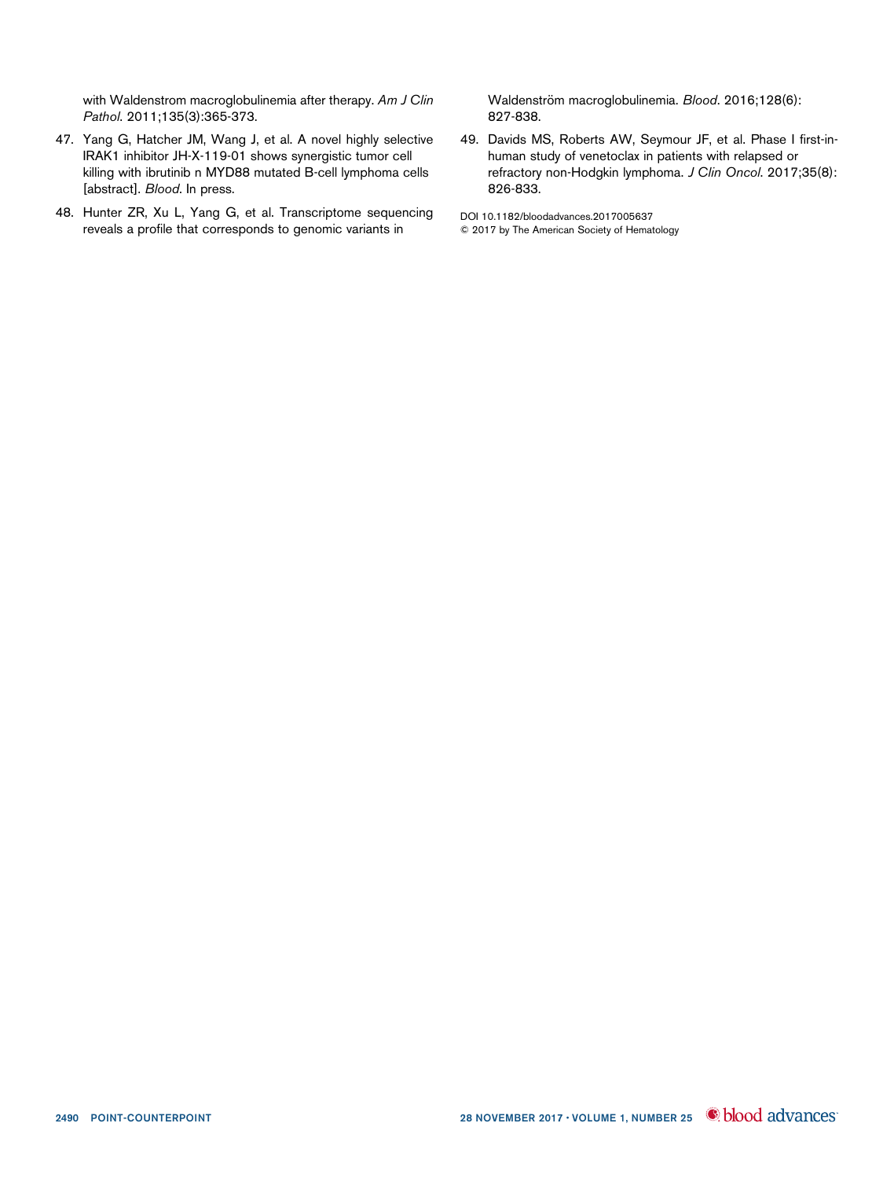with Waldenstrom macroglobulinemia after therapy. *Am J Clin Pathol*. 2011;135(3):365-373.

47. Yang G, Hatcher JM, Wang J, et al. A novel highly selective IRAK1 inhibitor JH-X-119-01 shows synergistic tumor cell killing with ibrutinib n MYD88 mutated B-cell lymphoma cells [abstract]. *Blood*. In press.

48. Hunter ZR, Xu L, Yang G, et al. Transcriptome sequencing reveals a profile that corresponds to genomic variants in Waldenström macroglobulinemia. *Blood*. 2016;128(6): 827-838.

49. Davids MS, Roberts AW, Seymour JF, et al. Phase I first-in-human study of venetoclax in patients with relapsed or refractory non-Hodgkin lymphoma. *J Clin Oncol*. 2017;35(8): 826-833.

DOI 10.1182/bloodadvances.2017005637

© 2017 by The American Society of Hematology